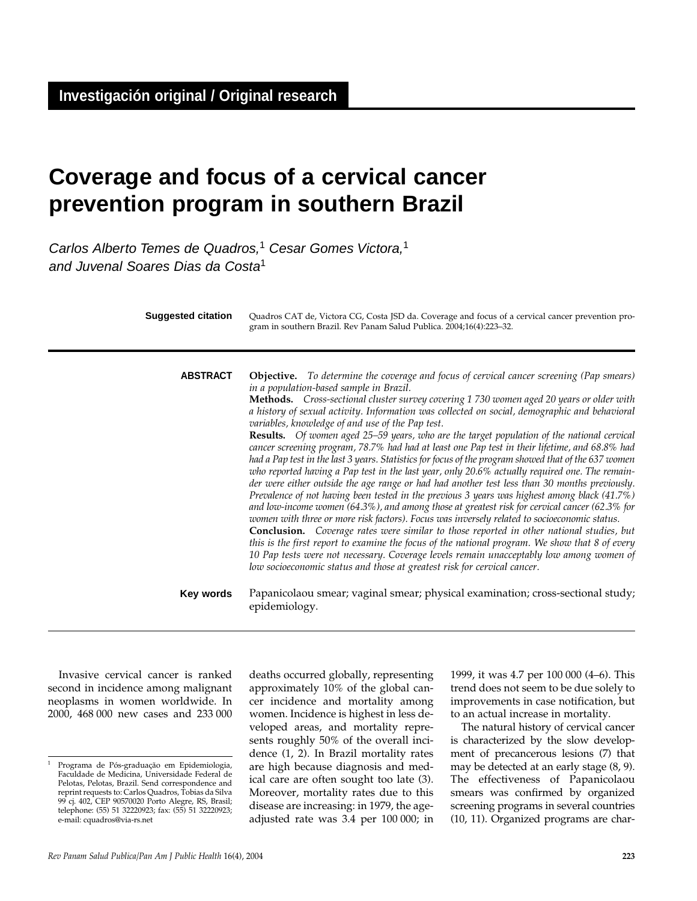Investigación original / Original research

# Coverage and focus of a cervical cancer prevention program in southern Brazil

*Carlos Alberto Temes de Quadros,[1] Cesar Gomes Victora,[1] and Juvenal Soares Dias da Costa[1]*

**Suggested citation** Quadros CAT de, Victora CG, Costa JSD da. Coverage and focus of a cervical cancer prevention program in southern Brazil. Rev Panam Salud Publica. 2004;16(4):223–32.

**ABSTRACT**

**Objective.** *To determine the coverage and focus of cervical cancer screening (Pap smears) in a population-based sample in Brazil.*

**Methods.** *Cross-sectional cluster survey covering 1 730 women aged 20 years or older with a history of sexual activity. Information was collected on social, demographic and behavioral variables, knowledge of and use of the Pap test.*

**Results.** *Of women aged 25–59 years, who are the target population of the national cervical cancer screening program, 78.7% had had at least one Pap test in their lifetime, and 68.8% had had a Pap test in the last 3 years. Statistics for focus of the program showed that of the 637 women who reported having a Pap test in the last year, only 20.6% actually required one. The remainder were either outside the age range or had had another test less than 30 months previously. Prevalence of not having been tested in the previous 3 years was highest among black (41.7%) and low-income women (64.3%), and among those at greatest risk for cervical cancer (62.3% for women with three or more risk factors). Focus was inversely related to socioeconomic status.*

**Conclusion.** *Coverage rates were similar to those reported in other national studies, but this is the first report to examine the focus of the national program. We show that 8 of every 10 Pap tests were not necessary. Coverage levels remain unacceptably low among women of low socioeconomic status and those at greatest risk for cervical cancer.*

**Key words** Papanicolaou smear; vaginal smear; physical examination; cross-sectional study; epidemiology.

---

Invasive cervical cancer is ranked second in incidence among malignant neoplasms in women worldwide. In 2000, 468 000 new cases and 233 000 deaths occurred globally, representing approximately 10% of the global cancer incidence and mortality among women. Incidence is highest in less developed areas, and mortality represents roughly 50% of the overall incidence (1, 2). In Brazil mortality rates are high because diagnosis and medical care are often sought too late (3). Moreover, mortality rates due to this disease are increasing: in 1979, the age-adjusted rate was 3.4 per 100 000; in 1999, it was 4.7 per 100 000 (4–6). This trend does not seem to be due solely to improvements in case notification, but to an actual increase in mortality.

The natural history of cervical cancer is characterized by the slow development of precancerous lesions (7) that may be detected at an early stage (8, 9). The effectiveness of Papanicolaou smears was confirmed by organized screening programs in several countries (10, 11). Organized programs are char-

[1] Programa de Pós-graduação em Epidemiologia, Faculdade de Medicina, Universidade Federal de Pelotas, Pelotas, Brazil. Send correspondence and reprint requests to: Carlos Quadros, Tobias da Silva 99 cj. 402, CEP 90570020 Porto Alegre, RS, Brasil; telephone: (55) 51 32220923; fax: (55) 51 32220923; e-mail: cquadros@via-rs.net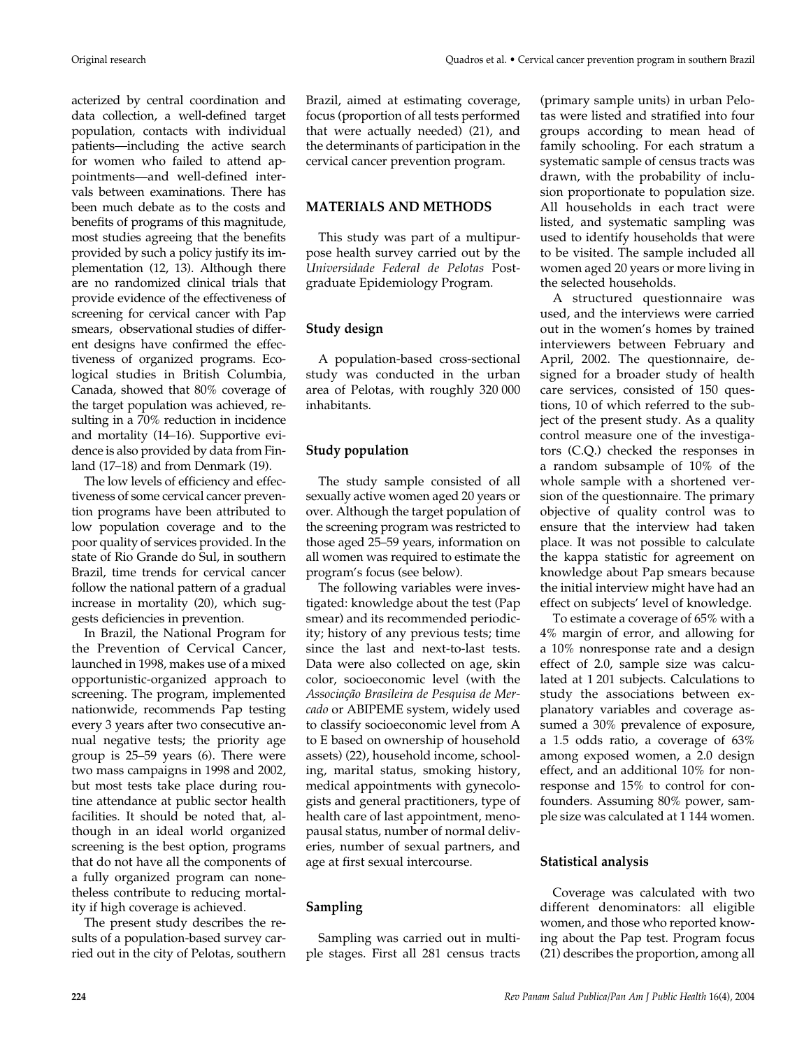acterized by central coordination and data collection, a well-defined target population, contacts with individual patients—including the active search for women who failed to attend appointments—and well-defined intervals between examinations. There has been much debate as to the costs and benefits of programs of this magnitude, most studies agreeing that the benefits provided by such a policy justify its implementation (12, 13). Although there are no randomized clinical trials that provide evidence of the effectiveness of screening for cervical cancer with Pap smears, observational studies of different designs have confirmed the effectiveness of organized programs. Ecological studies in British Columbia, Canada, showed that 80% coverage of the target population was achieved, resulting in a 70% reduction in incidence and mortality (14–16). Supportive evidence is also provided by data from Finland (17–18) and from Denmark (19).

The low levels of efficiency and effectiveness of some cervical cancer prevention programs have been attributed to low population coverage and to the poor quality of services provided. In the state of Rio Grande do Sul, in southern Brazil, time trends for cervical cancer follow the national pattern of a gradual increase in mortality (20), which suggests deficiencies in prevention.

In Brazil, the National Program for the Prevention of Cervical Cancer, launched in 1998, makes use of a mixed opportunistic-organized approach to screening. The program, implemented nationwide, recommends Pap testing every 3 years after two consecutive annual negative tests; the priority age group is 25–59 years (6). There were two mass campaigns in 1998 and 2002, but most tests take place during routine attendance at public sector health facilities. It should be noted that, although in an ideal world organized screening is the best option, programs that do not have all the components of a fully organized program can nonetheless contribute to reducing mortality if high coverage is achieved.

The present study describes the results of a population-based survey carried out in the city of Pelotas, southern Brazil, aimed at estimating coverage, focus (proportion of all tests performed that were actually needed) (21), and the determinants of participation in the cervical cancer prevention program.

## MATERIALS AND METHODS

This study was part of a multipurpose health survey carried out by the *Universidade Federal de Pelotas* Postgraduate Epidemiology Program.

### Study design

A population-based cross-sectional study was conducted in the urban area of Pelotas, with roughly 320 000 inhabitants.

### Study population

The study sample consisted of all sexually active women aged 20 years or over. Although the target population of the screening program was restricted to those aged 25–59 years, information on all women was required to estimate the program's focus (see below).

The following variables were investigated: knowledge about the test (Pap smear) and its recommended periodicity; history of any previous tests; time since the last and next-to-last tests. Data were also collected on age, skin color, socioeconomic level (with the *Associação Brasileira de Pesquisa de Mercado* or ABIPEME system, widely used to classify socioeconomic level from A to E based on ownership of household assets) (22), household income, schooling, marital status, smoking history, medical appointments with gynecologists and general practitioners, type of health care of last appointment, menopausal status, number of normal deliveries, number of sexual partners, and age at first sexual intercourse.

### Sampling

Sampling was carried out in multiple stages. First all 281 census tracts (primary sample units) in urban Pelotas were listed and stratified into four groups according to mean head of family schooling. For each stratum a systematic sample of census tracts was drawn, with the probability of inclusion proportionate to population size. All households in each tract were listed, and systematic sampling was used to identify households that were to be visited. The sample included all women aged 20 years or more living in the selected households.

A structured questionnaire was used, and the interviews were carried out in the women's homes by trained interviewers between February and April, 2002. The questionnaire, designed for a broader study of health care services, consisted of 150 questions, 10 of which referred to the subject of the present study. As a quality control measure one of the investigators (C.Q.) checked the responses in a random subsample of 10% of the whole sample with a shortened version of the questionnaire. The primary objective of quality control was to ensure that the interview had taken place. It was not possible to calculate the kappa statistic for agreement on knowledge about Pap smears because the initial interview might have had an effect on subjects' level of knowledge.

To estimate a coverage of 65% with a 4% margin of error, and allowing for a 10% nonresponse rate and a design effect of 2.0, sample size was calculated at 1 201 subjects. Calculations to study the associations between explanatory variables and coverage assumed a 30% prevalence of exposure, a 1.5 odds ratio, a coverage of 63% among exposed women, a 2.0 design effect, and an additional 10% for nonresponse and 15% to control for confounders. Assuming 80% power, sample size was calculated at 1 144 women.

### Statistical analysis

Coverage was calculated with two different denominators: all eligible women, and those who reported knowing about the Pap test. Program focus (21) describes the proportion, among all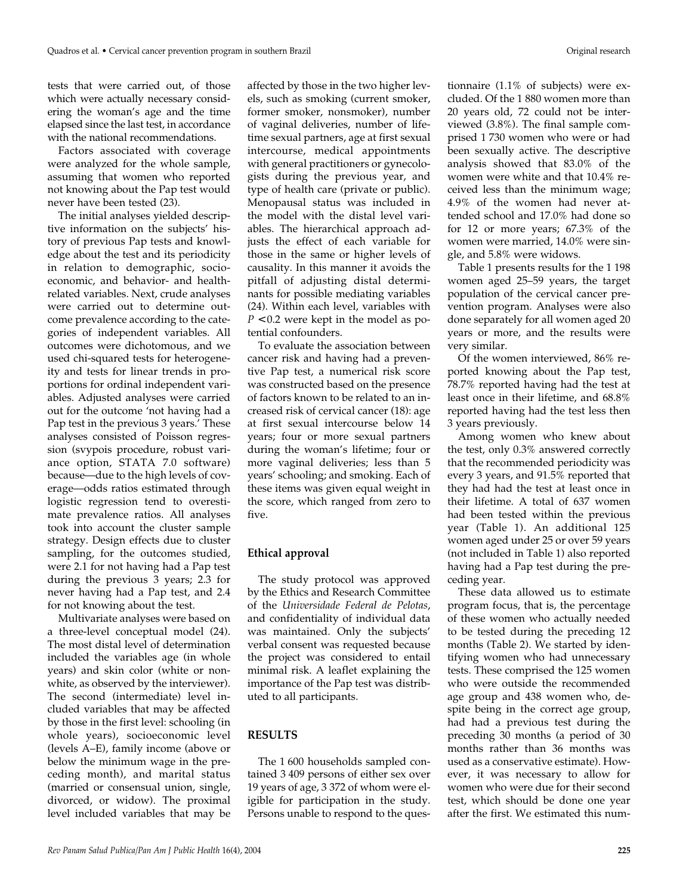tests that were carried out, of those which were actually necessary considering the woman's age and the time elapsed since the last test, in accordance with the national recommendations.

Factors associated with coverage were analyzed for the whole sample, assuming that women who reported not knowing about the Pap test would never have been tested (23).

The initial analyses yielded descriptive information on the subjects' history of previous Pap tests and knowledge about the test and its periodicity in relation to demographic, socioeconomic, and behavior- and health-related variables. Next, crude analyses were carried out to determine outcome prevalence according to the categories of independent variables. All outcomes were dichotomous, and we used chi-squared tests for heterogeneity and tests for linear trends in proportions for ordinal independent variables. Adjusted analyses were carried out for the outcome 'not having had a Pap test in the previous 3 years.' These analyses consisted of Poisson regression (svypois procedure, robust variance option, STATA 7.0 software) because—due to the high levels of coverage—odds ratios estimated through logistic regression tend to overestimate prevalence ratios. All analyses took into account the cluster sample strategy. Design effects due to cluster sampling, for the outcomes studied, were 2.1 for not having had a Pap test during the previous 3 years; 2.3 for never having had a Pap test, and 2.4 for not knowing about the test.

Multivariate analyses were based on a three-level conceptual model (24). The most distal level of determination included the variables age (in whole years) and skin color (white or nonwhite, as observed by the interviewer). The second (intermediate) level included variables that may be affected by those in the first level: schooling (in whole years), socioeconomic level (levels A–E), family income (above or below the minimum wage in the preceding month), and marital status (married or consensual union, single, divorced, or widow). The proximal level included variables that may be affected by those in the two higher levels, such as smoking (current smoker, former smoker, nonsmoker), number of vaginal deliveries, number of lifetime sexual partners, age at first sexual intercourse, medical appointments with general practitioners or gynecologists during the previous year, and type of health care (private or public). Menopausal status was included in the model with the distal level variables. The hierarchical approach adjusts the effect of each variable for those in the same or higher levels of causality. In this manner it avoids the pitfall of adjusting distal determinants for possible mediating variables (24). Within each level, variables with $P < 0.2$ were kept in the model as potential confounders.

To evaluate the association between cancer risk and having had a preventive Pap test, a numerical risk score was constructed based on the presence of factors known to be related to an increased risk of cervical cancer (18): age at first sexual intercourse below 14 years; four or more sexual partners during the woman's lifetime; four or more vaginal deliveries; less than 5 years' schooling; and smoking. Each of these items was given equal weight in the score, which ranged from zero to five.

## Ethical approval

The study protocol was approved by the Ethics and Research Committee of the *Universidade Federal de Pelotas*, and confidentiality of individual data was maintained. Only the subjects' verbal consent was requested because the project was considered to entail minimal risk. A leaflet explaining the importance of the Pap test was distributed to all participants.

## RESULTS

The 1 600 households sampled contained 3 409 persons of either sex over 19 years of age, 3 372 of whom were eligible for participation in the study. Persons unable to respond to the questionnaire (1.1% of subjects) were excluded. Of the 1 880 women more than 20 years old, 72 could not be interviewed (3.8%). The final sample comprised 1 730 women who were or had been sexually active. The descriptive analysis showed that 83.0% of the women were white and that 10.4% received less than the minimum wage; 4.9% of the women had never attended school and 17.0% had done so for 12 or more years; 67.3% of the women were married, 14.0% were single, and 5.8% were widows.

Table 1 presents results for the 1 198 women aged 25–59 years, the target population of the cervical cancer prevention program. Analyses were also done separately for all women aged 20 years or more, and the results were very similar.

Of the women interviewed, 86% reported knowing about the Pap test, 78.7% reported having had the test at least once in their lifetime, and 68.8% reported having had the test less then 3 years previously.

Among women who knew about the test, only 0.3% answered correctly that the recommended periodicity was every 3 years, and 91.5% reported that they had had the test at least once in their lifetime. A total of 637 women had been tested within the previous year (Table 1). An additional 125 women aged under 25 or over 59 years (not included in Table 1) also reported having had a Pap test during the preceding year.

These data allowed us to estimate program focus, that is, the percentage of these women who actually needed to be tested during the preceding 12 months (Table 2). We started by identifying women who had unnecessary tests. These comprised the 125 women who were outside the recommended age group and 438 women who, despite being in the correct age group, had had a previous test during the preceding 30 months (a period of 30 months rather than 36 months was used as a conservative estimate). However, it was necessary to allow for women who were due for their second test, which should be done one year after the first. We estimated this num-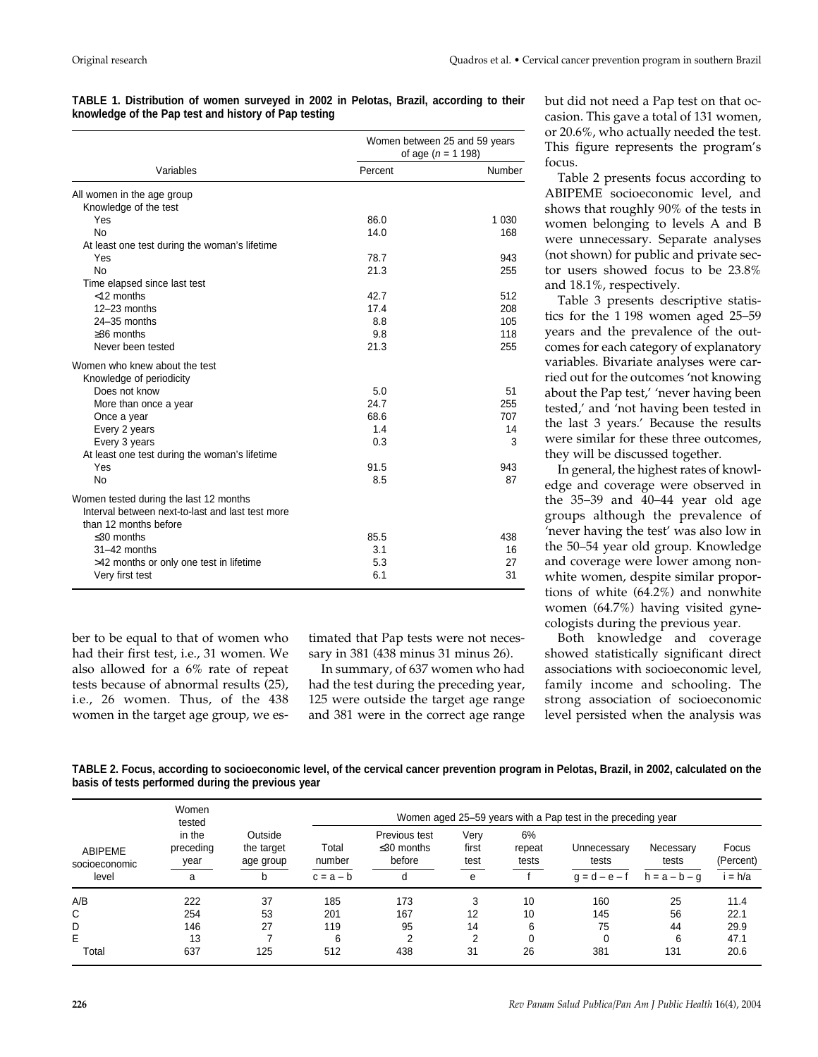**TABLE 1. Distribution of women surveyed in 2002 in Pelotas, Brazil, according to their knowledge of the Pap test and history of Pap testing**

| Variables | Women between 25 and 59 years of age ($n$ = 1 198) | |
|---|---|---|
| | Percent | Number |
| All women in the age group | | |
| Knowledge of the test | | |
| Yes | 86.0 | 1 030 |
| No | 14.0 | 168 |
| At least one test during the woman's lifetime | | |
| Yes | 78.7 | 943 |
| No | 21.3 | 255 |
| Time elapsed since last test | | |
| <12 months | 42.7 | 512 |
| 12–23 months | 17.4 | 208 |
| 24–35 months | 8.8 | 105 |
| ≥36 months | 9.8 | 118 |
| Never been tested | 21.3 | 255 |
| Women who knew about the test | | |
| Knowledge of periodicity | | |
| Does not know | 5.0 | 51 |
| More than once a year | 24.7 | 255 |
| Once a year | 68.6 | 707 |
| Every 2 years | 1.4 | 14 |
| Every 3 years | 0.3 | 3 |
| At least one test during the woman's lifetime | | |
| Yes | 91.5 | 943 |
| No | 8.5 | 87 |
| Women tested during the last 12 months | | |
| Interval between next-to-last and last test more than 12 months before | | |
| ≤30 months | 85.5 | 438 |
| 31–42 months | 3.1 | 16 |
| >42 months or only one test in lifetime | 5.3 | 27 |
| Very first test | 6.1 | 31 |

ber to be equal to that of women who had their first test, i.e., 31 women. We also allowed for a 6% rate of repeat tests because of abnormal results (25), i.e., 26 women. Thus, of the 438 women in the target age group, we estimated that Pap tests were not necessary in 381 (438 minus 31 minus 26).

In summary, of 637 women who had had the test during the preceding year, 125 were outside the target age range and 381 were in the correct age range but did not need a Pap test on that occasion. This gave a total of 131 women, or 20.6%, who actually needed the test. This figure represents the program's focus.

Table 2 presents focus according to ABIPEME socioeconomic level, and shows that roughly 90% of the tests in women belonging to levels A and B were unnecessary. Separate analyses (not shown) for public and private sector users showed focus to be 23.8% and 18.1%, respectively.

Table 3 presents descriptive statistics for the 1 198 women aged 25–59 years and the prevalence of the outcomes for each category of explanatory variables. Bivariate analyses were carried out for the outcomes 'not knowing about the Pap test,' 'never having been tested,' and 'not having been tested in the last 3 years.' Because the results were similar for these three outcomes, they will be discussed together.

In general, the highest rates of knowledge and coverage were observed in the 35–39 and 40–44 year old age groups although the prevalence of 'never having the test' was also low in the 50–54 year old group. Knowledge and coverage were lower among nonwhite women, despite similar proportions of white (64.2%) and nonwhite women (64.7%) having visited gynecologists during the previous year.

Both knowledge and coverage showed statistically significant direct associations with socioeconomic level, family income and schooling. The strong association of socioeconomic level persisted when the analysis was

**TABLE 2. Focus, according to socioeconomic level, of the cervical cancer prevention program in Pelotas, Brazil, in 2002, calculated on the basis of tests performed during the previous year**

| ABIPEME socioeconomic level | Women tested in the preceding year | Outside the target age group | Women aged 25–59 years with a Pap test in the preceding year | | | | | | |
|---|---|---|---|---|---|---|---|---|---|
| | | | Total number | Previous test ≤30 months before | Very first test | 6% repeat tests | Unnecessary tests | Necessary tests | Focus (Percent) |
| | a | b | c = a – b | d | e | f | g = d – e – f | h = a – b – g | i = h/a |
| A/B | 222 | 37 | 185 | 173 | 3 | 10 | 160 | 25 | 11.4 |
| C | 254 | 53 | 201 | 167 | 12 | 10 | 145 | 56 | 22.1 |
| D | 146 | 27 | 119 | 95 | 14 | 6 | 75 | 44 | 29.9 |
| E | 13 | 7 | 6 | 2 | 2 | 0 | 0 | 6 | 47.1 |
| Total | 637 | 125 | 512 | 438 | 31 | 26 | 381 | 131 | 20.6 |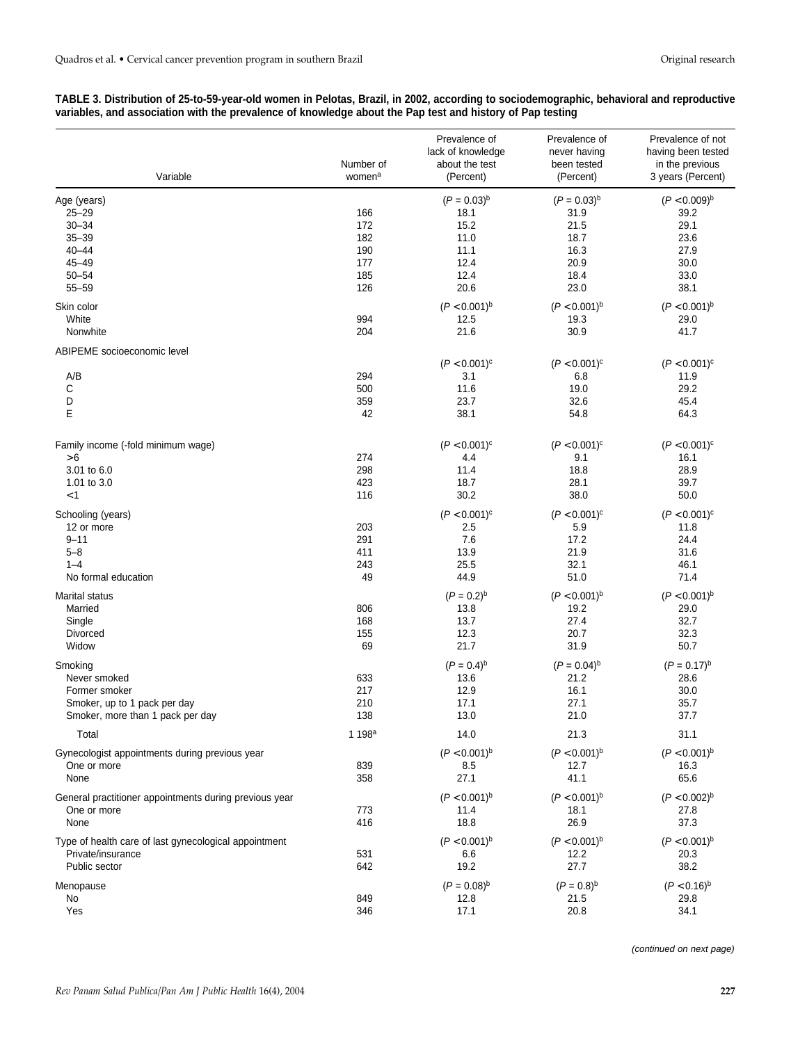**TABLE 3. Distribution of 25-to-59-year-old women in Pelotas, Brazil, in 2002, according to sociodemographic, behavioral and reproductive variables, and association with the prevalence of knowledge about the Pap test and history of Pap testing**

| Variable | Number of women[a] | Prevalence of lack of knowledge about the test (Percent) | Prevalence of never having been tested (Percent) | Prevalence of not having been tested in the previous 3 years (Percent) |
|---|---|---|---|---|
| Age (years) | | ($P = 0.03$)[b] | ($P = 0.03$)[b] | ($P < 0.009$)[b] |
| 25–29 | 166 | 18.1 | 31.9 | 39.2 |
| 30–34 | 172 | 15.2 | 21.5 | 29.1 |
| 35–39 | 182 | 11.0 | 18.7 | 23.6 |
| 40–44 | 190 | 11.1 | 16.3 | 27.9 |
| 45–49 | 177 | 12.4 | 20.9 | 30.0 |
| 50–54 | 185 | 12.4 | 18.4 | 33.0 |
| 55–59 | 126 | 20.6 | 23.0 | 38.1 |
| Skin color | | ($P < 0.001$)[b] | ($P < 0.001$)[b] | ($P < 0.001$)[b] |
| White | 994 | 12.5 | 19.3 | 29.0 |
| Nonwhite | 204 | 21.6 | 30.9 | 41.7 |
| ABIPEME socioeconomic level | | ($P < 0.001$)[c] | ($P < 0.001$)[c] | ($P < 0.001$)[c] |
| A/B | 294 | 3.1 | 6.8 | 11.9 |
| C | 500 | 11.6 | 19.0 | 29.2 |
| D | 359 | 23.7 | 32.6 | 45.4 |
| E | 42 | 38.1 | 54.8 | 64.3 |
| Family income (-fold minimum wage) | | ($P < 0.001$)[c] | ($P < 0.001$)[c] | ($P < 0.001$)[c] |
| >6 | 274 | 4.4 | 9.1 | 16.1 |
| 3.01 to 6.0 | 298 | 11.4 | 18.8 | 28.9 |
| 1.01 to 3.0 | 423 | 18.7 | 28.1 | 39.7 |
| <1 | 116 | 30.2 | 38.0 | 50.0 |
| Schooling (years) | | ($P < 0.001$)[c] | ($P < 0.001$)[c] | ($P < 0.001$)[c] |
| 12 or more | 203 | 2.5 | 5.9 | 11.8 |
| 9–11 | 291 | 7.6 | 17.2 | 24.4 |
| 5–8 | 411 | 13.9 | 21.9 | 31.6 |
| 1–4 | 243 | 25.5 | 32.1 | 46.1 |
| No formal education | 49 | 44.9 | 51.0 | 71.4 |
| Marital status | | ($P = 0.2$)[b] | ($P < 0.001$)[b] | ($P < 0.001$)[b] |
| Married | 806 | 13.8 | 19.2 | 29.0 |
| Single | 168 | 13.7 | 27.4 | 32.7 |
| Divorced | 155 | 12.3 | 20.7 | 32.3 |
| Widow | 69 | 21.7 | 31.9 | 50.7 |
| Smoking | | ($P = 0.4$)[b] | ($P = 0.04$)[b] | ($P = 0.17$)[b] |
| Never smoked | 633 | 13.6 | 21.2 | 28.6 |
| Former smoker | 217 | 12.9 | 16.1 | 30.0 |
| Smoker, up to 1 pack per day | 210 | 17.1 | 27.1 | 35.7 |
| Smoker, more than 1 pack per day | 138 | 13.0 | 21.0 | 37.7 |
| Total | 1 198[a] | 14.0 | 21.3 | 31.1 |
| Gynecologist appointments during previous year | | ($P < 0.001$)[b] | ($P < 0.001$)[b] | ($P < 0.001$)[b] |
| One or more | 839 | 8.5 | 12.7 | 16.3 |
| None | 358 | 27.1 | 41.1 | 65.6 |
| General practitioner appointments during previous year | | ($P < 0.001$)[b] | ($P < 0.001$)[b] | ($P < 0.002$)[b] |
| One or more | 773 | 11.4 | 18.1 | 27.8 |
| None | 416 | 18.8 | 26.9 | 37.3 |
| Type of health care of last gynecological appointment | | ($P < 0.001$)[b] | ($P < 0.001$)[b] | ($P < 0.001$)[b] |
| Private/insurance | 531 | 6.6 | 12.2 | 20.3 |
| Public sector | 642 | 19.2 | 27.7 | 38.2 |
| Menopause | | ($P = 0.08$)[b] | ($P = 0.8$)[b] | ($P < 0.16$)[b] |
| No | 849 | 12.8 | 21.5 | 29.8 |
| Yes | 346 | 17.1 | 20.8 | 34.1 |

*(continued on next page)*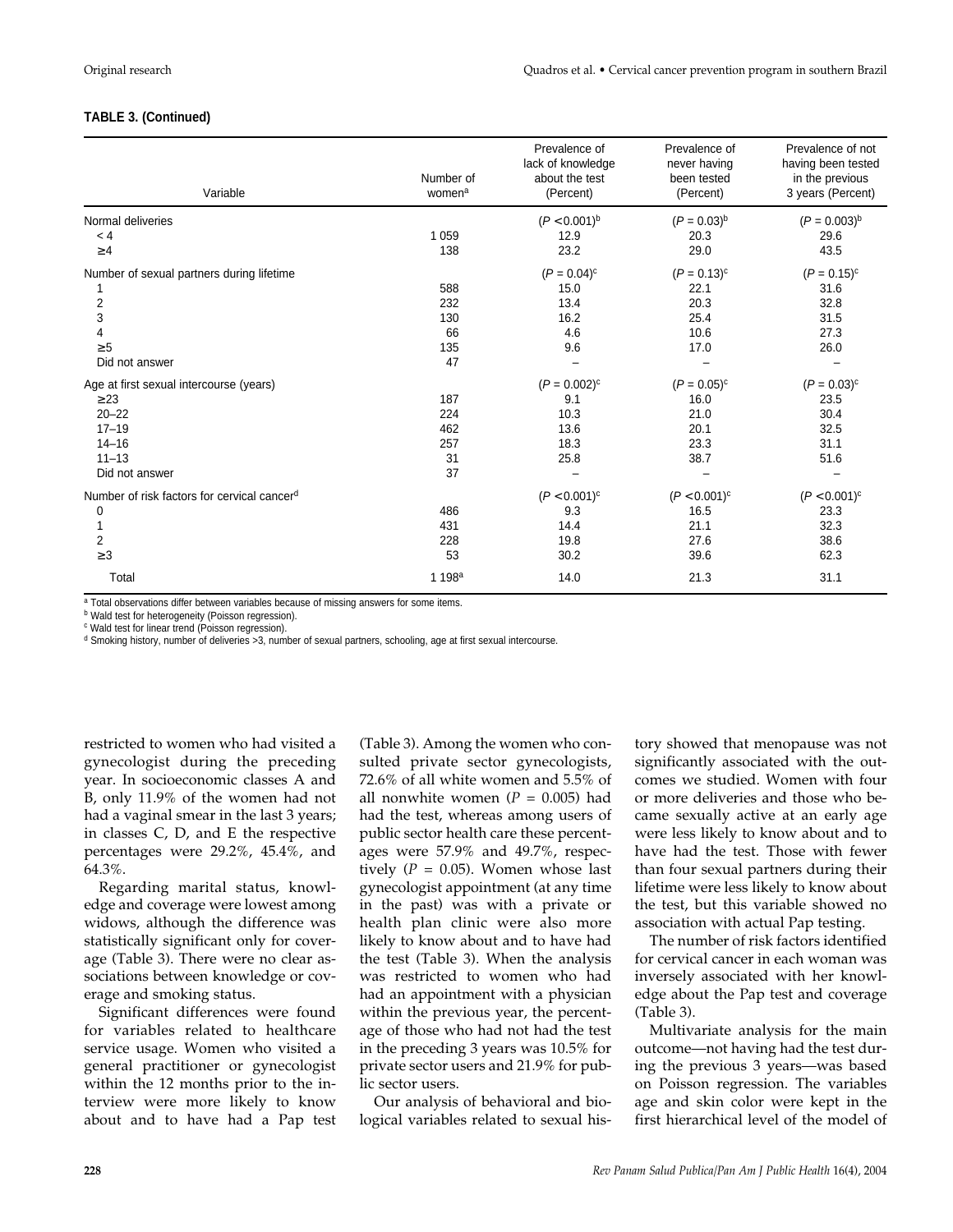**TABLE 3. (Continued)**

| Variable | Number of women[a] | Prevalence of lack of knowledge about the test (Percent) | Prevalence of never having been tested (Percent) | Prevalence of not having been tested in the previous 3 years (Percent) |
|---|---|---|---|---|
| Normal deliveries | | ($P$ <0.001)[b] | ($P$ = 0.03)[b] | ($P$ = 0.003)[b] |
| < 4 | 1 059 | 12.9 | 20.3 | 29.6 |
| ≥4 | 138 | 23.2 | 29.0 | 43.5 |
| Number of sexual partners during lifetime | | ($P$ = 0.04)[c] | ($P$ = 0.13)[c] | ($P$ = 0.15)[c] |
| 1 | 588 | 15.0 | 22.1 | 31.6 |
| 2 | 232 | 13.4 | 20.3 | 32.8 |
| 3 | 130 | 16.2 | 25.4 | 31.5 |
| 4 | 66 | 4.6 | 10.6 | 27.3 |
| ≥5 | 135 | 9.6 | 17.0 | 26.0 |
| Did not answer | 47 | – | – | – |
| Age at first sexual intercourse (years) | | ($P$ = 0.002)[c] | ($P$ = 0.05)[c] | ($P$ = 0.03)[c] |
| ≥23 | 187 | 9.1 | 16.0 | 23.5 |
| 20–22 | 224 | 10.3 | 21.0 | 30.4 |
| 17–19 | 462 | 13.6 | 20.1 | 32.5 |
| 14–16 | 257 | 18.3 | 23.3 | 31.1 |
| 11–13 | 31 | 25.8 | 38.7 | 51.6 |
| Did not answer | 37 | – | – | – |
| Number of risk factors for cervical cancer[d] | | ($P$ <0.001)[c] | ($P$ <0.001)[c] | ($P$ <0.001)[c] |
| 0 | 486 | 9.3 | 16.5 | 23.3 |
| 1 | 431 | 14.4 | 21.1 | 32.3 |
| 2 | 228 | 19.8 | 27.6 | 38.6 |
| ≥3 | 53 | 30.2 | 39.6 | 62.3 |
| Total | 1 198[a] | 14.0 | 21.3 | 31.1 |

[a] Total observations differ between variables because of missing answers for some items.
[b] Wald test for heterogeneity (Poisson regression).
[c] Wald test for linear trend (Poisson regression).
[d] Smoking history, number of deliveries >3, number of sexual partners, schooling, age at first sexual intercourse.

restricted to women who had visited a gynecologist during the preceding year. In socioeconomic classes A and B, only 11.9% of the women had not had a vaginal smear in the last 3 years; in classes C, D, and E the respective percentages were 29.2%, 45.4%, and 64.3%.

Regarding marital status, knowledge and coverage were lowest among widows, although the difference was statistically significant only for coverage (Table 3). There were no clear associations between knowledge or coverage and smoking status.

Significant differences were found for variables related to healthcare service usage. Women who visited a general practitioner or gynecologist within the 12 months prior to the interview were more likely to know about and to have had a Pap test (Table 3). Among the women who consulted private sector gynecologists, 72.6% of all white women and 5.5% of all nonwhite women ($P$ = 0.005) had had the test, whereas among users of public sector health care these percentages were 57.9% and 49.7%, respectively ($P$ = 0.05). Women whose last gynecologist appointment (at any time in the past) was with a private or health plan clinic were also more likely to know about and to have had the test (Table 3). When the analysis was restricted to women who had had an appointment with a physician within the previous year, the percentage of those who had not had the test in the preceding 3 years was 10.5% for private sector users and 21.9% for public sector users.

Our analysis of behavioral and biological variables related to sexual history showed that menopause was not significantly associated with the outcomes we studied. Women with four or more deliveries and those who became sexually active at an early age were less likely to know about and to have had the test. Those with fewer than four sexual partners during their lifetime were less likely to know about the test, but this variable showed no association with actual Pap testing.

The number of risk factors identified for cervical cancer in each woman was inversely associated with her knowledge about the Pap test and coverage (Table 3).

Multivariate analysis for the main outcome—not having had the test during the previous 3 years—was based on Poisson regression. The variables age and skin color were kept in the first hierarchical level of the model of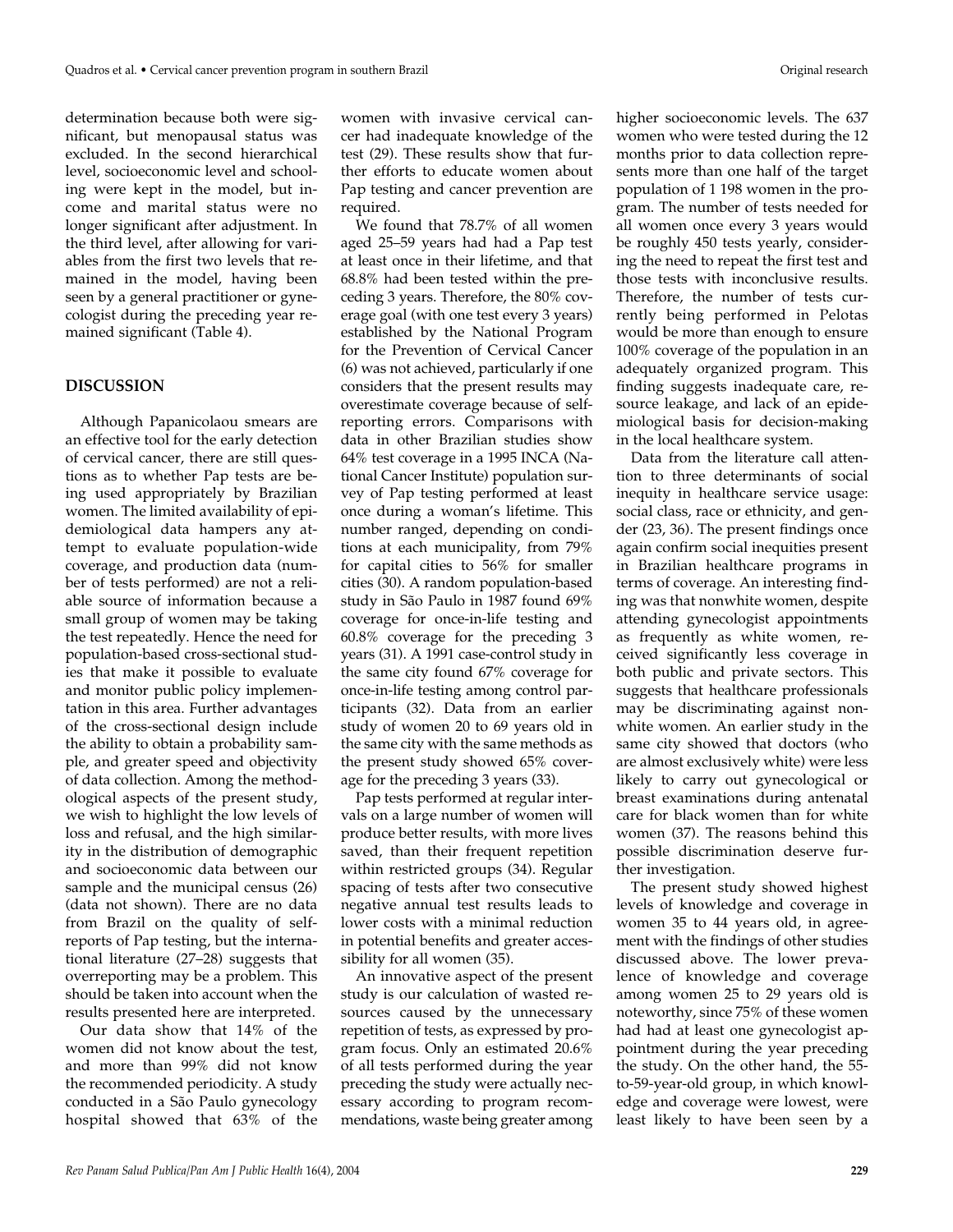determination because both were significant, but menopausal status was excluded. In the second hierarchical level, socioeconomic level and schooling were kept in the model, but income and marital status were no longer significant after adjustment. In the third level, after allowing for variables from the first two levels that remained in the model, having been seen by a general practitioner or gynecologist during the preceding year remained significant (Table 4).

## DISCUSSION

Although Papanicolaou smears are an effective tool for the early detection of cervical cancer, there are still questions as to whether Pap tests are being used appropriately by Brazilian women. The limited availability of epidemiological data hampers any attempt to evaluate population-wide coverage, and production data (number of tests performed) are not a reliable source of information because a small group of women may be taking the test repeatedly. Hence the need for population-based cross-sectional studies that make it possible to evaluate and monitor public policy implementation in this area. Further advantages of the cross-sectional design include the ability to obtain a probability sample, and greater speed and objectivity of data collection. Among the methodological aspects of the present study, we wish to highlight the low levels of loss and refusal, and the high similarity in the distribution of demographic and socioeconomic data between our sample and the municipal census (26) (data not shown). There are no data from Brazil on the quality of self-reports of Pap testing, but the international literature (27–28) suggests that overreporting may be a problem. This should be taken into account when the results presented here are interpreted.

Our data show that 14% of the women did not know about the test, and more than 99% did not know the recommended periodicity. A study conducted in a São Paulo gynecology hospital showed that 63% of the women with invasive cervical cancer had inadequate knowledge of the test (29). These results show that further efforts to educate women about Pap testing and cancer prevention are required.

We found that 78.7% of all women aged 25–59 years had had a Pap test at least once in their lifetime, and that 68.8% had been tested within the preceding 3 years. Therefore, the 80% coverage goal (with one test every 3 years) established by the National Program for the Prevention of Cervical Cancer (6) was not achieved, particularly if one considers that the present results may overestimate coverage because of self-reporting errors. Comparisons with data in other Brazilian studies show 64% test coverage in a 1995 INCA (National Cancer Institute) population survey of Pap testing performed at least once during a woman's lifetime. This number ranged, depending on conditions at each municipality, from 79% for capital cities to 56% for smaller cities (30). A random population-based study in São Paulo in 1987 found 69% coverage for once-in-life testing and 60.8% coverage for the preceding 3 years (31). A 1991 case-control study in the same city found 67% coverage for once-in-life testing among control participants (32). Data from an earlier study of women 20 to 69 years old in the same city with the same methods as the present study showed 65% coverage for the preceding 3 years (33).

Pap tests performed at regular intervals on a large number of women will produce better results, with more lives saved, than their frequent repetition within restricted groups (34). Regular spacing of tests after two consecutive negative annual test results leads to lower costs with a minimal reduction in potential benefits and greater accessibility for all women (35).

An innovative aspect of the present study is our calculation of wasted resources caused by the unnecessary repetition of tests, as expressed by program focus. Only an estimated 20.6% of all tests performed during the year preceding the study were actually necessary according to program recommendations, waste being greater among higher socioeconomic levels. The 637 women who were tested during the 12 months prior to data collection represents more than one half of the target population of 1 198 women in the program. The number of tests needed for all women once every 3 years would be roughly 450 tests yearly, considering the need to repeat the first test and those tests with inconclusive results. Therefore, the number of tests currently being performed in Pelotas would be more than enough to ensure 100% coverage of the population in an adequately organized program. This finding suggests inadequate care, resource leakage, and lack of an epidemiological basis for decision-making in the local healthcare system.

Data from the literature call attention to three determinants of social inequity in healthcare service usage: social class, race or ethnicity, and gender (23, 36). The present findings once again confirm social inequities present in Brazilian healthcare programs in terms of coverage. An interesting finding was that nonwhite women, despite attending gynecologist appointments as frequently as white women, received significantly less coverage in both public and private sectors. This suggests that healthcare professionals may be discriminating against nonwhite women. An earlier study in the same city showed that doctors (who are almost exclusively white) were less likely to carry out gynecological or breast examinations during antenatal care for black women than for white women (37). The reasons behind this possible discrimination deserve further investigation.

The present study showed highest levels of knowledge and coverage in women 35 to 44 years old, in agreement with the findings of other studies discussed above. The lower prevalence of knowledge and coverage among women 25 to 29 years old is noteworthy, since 75% of these women had had at least one gynecologist appointment during the year preceding the study. On the other hand, the 55-to-59-year-old group, in which knowledge and coverage were lowest, were least likely to have been seen by a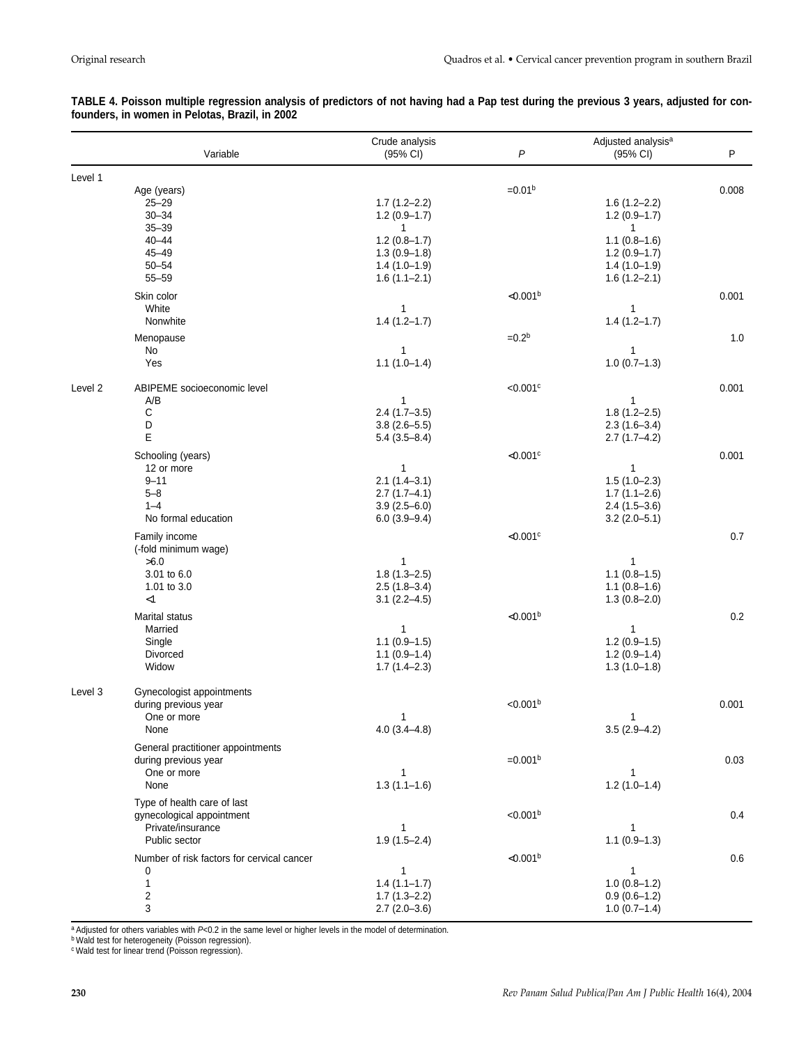**TABLE 4. Poisson multiple regression analysis of predictors of not having had a Pap test during the previous 3 years, adjusted for confounders, in women in Pelotas, Brazil, in 2002**

| | Variable | Crude analysis (95% CI) | *P* | Adjusted analysis[a] (95% CI) | P |
|---|---|---|---|---|---|
| Level 1 | | | | | |
| | Age (years) | | =0.01[b] | | 0.008 |
| | 25–29 | 1.7 (1.2–2.2) | | 1.6 (1.2–2.2) | |
| | 30–34 | 1.2 (0.9–1.7) | | 1.2 (0.9–1.7) | |
| | 35–39 | 1 | | 1 | |
| | 40–44 | 1.2 (0.8–1.7) | | 1.1 (0.8–1.6) | |
| | 45–49 | 1.3 (0.9–1.8) | | 1.2 (0.9–1.7) | |
| | 50–54 | 1.4 (1.0–1.9) | | 1.4 (1.0–1.9) | |
| | 55–59 | 1.6 (1.1–2.1) | | 1.6 (1.2–2.1) | |
| | Skin color | | <0.001[b] | | 0.001 |
| | White | 1 | | 1 | |
| | Nonwhite | 1.4 (1.2–1.7) | | 1.4 (1.2–1.7) | |
| | Menopause | | =0.2[b] | | 1.0 |
| | No | 1 | | 1 | |
| | Yes | 1.1 (1.0–1.4) | | 1.0 (0.7–1.3) | |
| Level 2 | ABIPEME socioeconomic level | | <0.001[c] | | 0.001 |
| | A/B | 1 | | 1 | |
| | C | 2.4 (1.7–3.5) | | 1.8 (1.2–2.5) | |
| | D | 3.8 (2.6–5.5) | | 2.3 (1.6–3.4) | |
| | E | 5.4 (3.5–8.4) | | 2.7 (1.7–4.2) | |
| | Schooling (years) | | <0.001[c] | | 0.001 |
| | 12 or more | 1 | | 1 | |
| | 9–11 | 2.1 (1.4–3.1) | | 1.5 (1.0–2.3) | |
| | 5–8 | 2.7 (1.7–4.1) | | 1.7 (1.1–2.6) | |
| | 1–4 | 3.9 (2.5–6.0) | | 2.4 (1.5–3.6) | |
| | No formal education | 6.0 (3.9–9.4) | | 3.2 (2.0–5.1) | |
| | Family income (-fold minimum wage) | | <0.001[c] | | 0.7 |
| | >6.0 | 1 | | 1 | |
| | 3.01 to 6.0 | 1.8 (1.3–2.5) | | 1.1 (0.8–1.5) | |
| | 1.01 to 3.0 | 2.5 (1.8–3.4) | | 1.1 (0.8–1.6) | |
| | <1 | 3.1 (2.2–4.5) | | 1.3 (0.8–2.0) | |
| | Marital status | | <0.001[b] | | 0.2 |
| | Married | 1 | | 1 | |
| | Single | 1.1 (0.9–1.5) | | 1.2 (0.9–1.5) | |
| | Divorced | 1.1 (0.9–1.4) | | 1.2 (0.9–1.4) | |
| | Widow | 1.7 (1.4–2.3) | | 1.3 (1.0–1.8) | |
| Level 3 | Gynecologist appointments during previous year | | <0.001[b] | | 0.001 |
| | One or more | 1 | | 1 | |
| | None | 4.0 (3.4–4.8) | | 3.5 (2.9–4.2) | |
| | General practitioner appointments during previous year | | =0.001[b] | | 0.03 |
| | One or more | 1 | | 1 | |
| | None | 1.3 (1.1–1.6) | | 1.2 (1.0–1.4) | |
| | Type of health care of last gynecological appointment | | <0.001[b] | | 0.4 |
| | Private/insurance | 1 | | 1 | |
| | Public sector | 1.9 (1.5–2.4) | | 1.1 (0.9–1.3) | |
| | Number of risk factors for cervical cancer | | <0.001[b] | | 0.6 |
| | 0 | 1 | | 1 | |
| | 1 | 1.4 (1.1–1.7) | | 1.0 (0.8–1.2) | |
| | 2 | 1.7 (1.3–2.2) | | 0.9 (0.6–1.2) | |
| | 3 | 2.7 (2.0–3.6) | | 1.0 (0.7–1.4) | |

[a] Adjusted for others variables with $P<0.2$ in the same level or higher levels in the model of determination.
[b] Wald test for heterogeneity (Poisson regression).
[c] Wald test for linear trend (Poisson regression).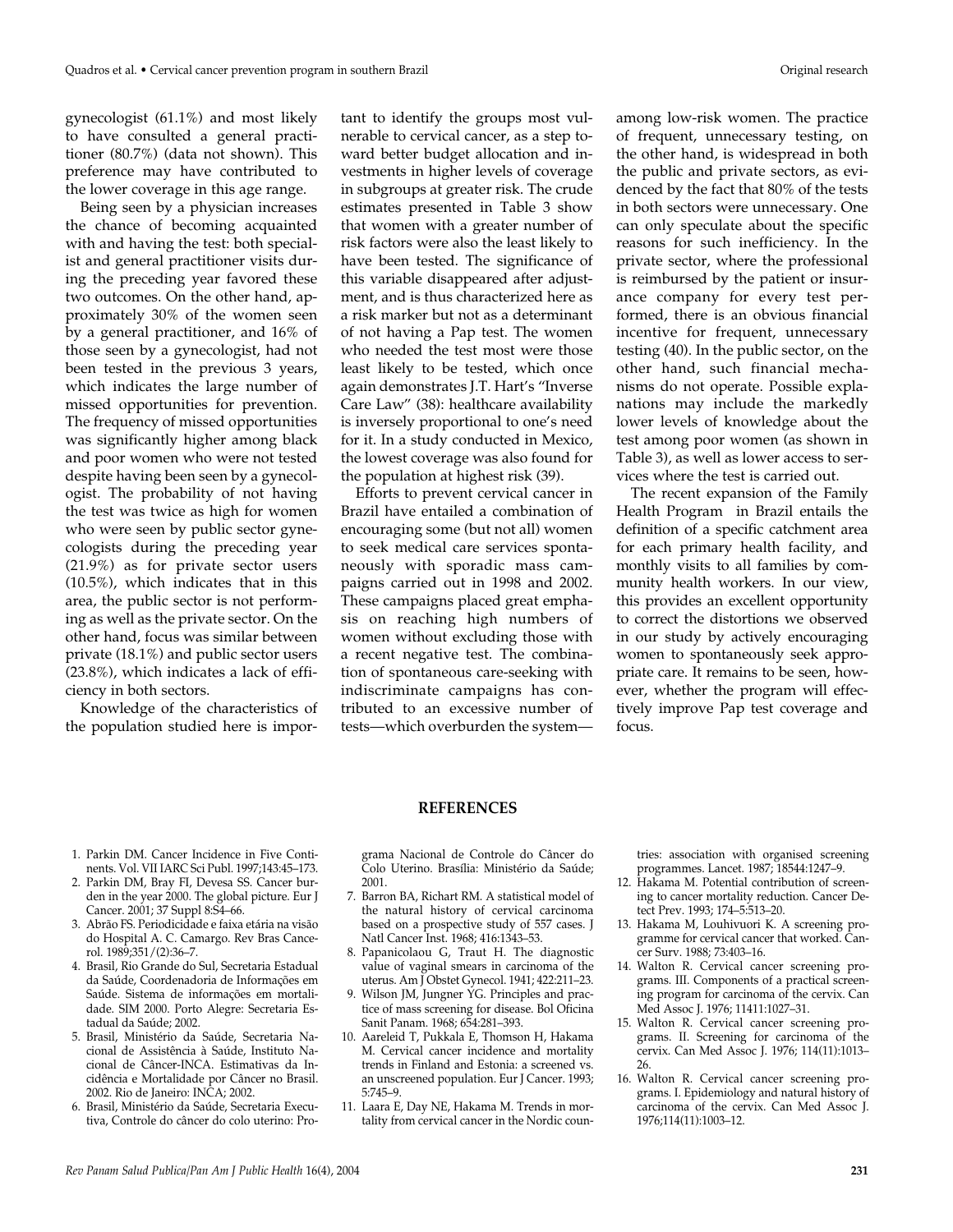gynecologist (61.1%) and most likely to have consulted a general practitioner (80.7%) (data not shown). This preference may have contributed to the lower coverage in this age range.

Being seen by a physician increases the chance of becoming acquainted with and having the test: both specialist and general practitioner visits during the preceding year favored these two outcomes. On the other hand, approximately 30% of the women seen by a general practitioner, and 16% of those seen by a gynecologist, had not been tested in the previous 3 years, which indicates the large number of missed opportunities for prevention. The frequency of missed opportunities was significantly higher among black and poor women who were not tested despite having been seen by a gynecologist. The probability of not having the test was twice as high for women who were seen by public sector gynecologists during the preceding year (21.9%) as for private sector users (10.5%), which indicates that in this area, the public sector is not performing as well as the private sector. On the other hand, focus was similar between private (18.1%) and public sector users (23.8%), which indicates a lack of efficiency in both sectors.

Knowledge of the characteristics of the population studied here is important to identify the groups most vulnerable to cervical cancer, as a step toward better budget allocation and investments in higher levels of coverage in subgroups at greater risk. The crude estimates presented in Table 3 show that women with a greater number of risk factors were also the least likely to have been tested. The significance of this variable disappeared after adjustment, and is thus characterized here as a risk marker but not as a determinant of not having a Pap test. The women who needed the test most were those least likely to be tested, which once again demonstrates J.T. Hart's "Inverse Care Law" (38): healthcare availability is inversely proportional to one's need for it. In a study conducted in Mexico, the lowest coverage was also found for the population at highest risk (39).

Efforts to prevent cervical cancer in Brazil have entailed a combination of encouraging some (but not all) women to seek medical care services spontaneously with sporadic mass campaigns carried out in 1998 and 2002. These campaigns placed great emphasis on reaching high numbers of women without excluding those with a recent negative test. The combination of spontaneous care-seeking with indiscriminate campaigns has contributed to an excessive number of tests—which overburden the system—among low-risk women. The practice of frequent, unnecessary testing, on the other hand, is widespread in both the public and private sectors, as evidenced by the fact that 80% of the tests in both sectors were unnecessary. One can only speculate about the specific reasons for such inefficiency. In the private sector, where the professional is reimbursed by the patient or insurance company for every test performed, there is an obvious financial incentive for frequent, unnecessary testing (40). In the public sector, on the other hand, such financial mechanisms do not operate. Possible explanations may include the markedly lower levels of knowledge about the test among poor women (as shown in Table 3), as well as lower access to services where the test is carried out.

The recent expansion of the Family Health Program in Brazil entails the definition of a specific catchment area for each primary health facility, and monthly visits to all families by community health workers. In our view, this provides an excellent opportunity to correct the distortions we observed in our study by actively encouraging women to spontaneously seek appropriate care. It remains to be seen, however, whether the program will effectively improve Pap test coverage and focus.

## REFERENCES

1. Parkin DM. Cancer Incidence in Five Continents. Vol. VII IARC Sci Publ. 1997;143:45–173.
2. Parkin DM, Bray FI, Devesa SS. Cancer burden in the year 2000. The global picture. Eur J Cancer. 2001; 37 Suppl 8:S4–66.
3. Abrão FS. Periodicidade e faixa etária na visão do Hospital A. C. Camargo. Rev Bras Cancerol. 1989;351/(2):36–7.
4. Brasil, Rio Grande do Sul, Secretaria Estadual da Saúde, Coordenadoria de Informações em Saúde. Sistema de informações em mortalidade. SIM 2000. Porto Alegre: Secretaria Estadual da Saúde; 2002.
5. Brasil, Ministério da Saúde, Secretaria Nacional de Assistência à Saúde, Instituto Nacional de Câncer-INCA. Estimativas da Incidência e Mortalidade por Câncer no Brasil. 2002. Rio de Janeiro: INCA; 2002.
6. Brasil, Ministério da Saúde, Secretaria Executiva, Controle do câncer do colo uterino: Programa Nacional de Controle do Câncer do Colo Uterino. Brasília: Ministério da Saúde; 2001.
7. Barron BA, Richart RM. A statistical model of the natural history of cervical carcinoma based on a prospective study of 557 cases. J Natl Cancer Inst. 1968; 416:1343–53.
8. Papanicolaou G, Traut H. The diagnostic value of vaginal smears in carcinoma of the uterus. Am J Obstet Gynecol. 1941; 422:211–23.
9. Wilson JM, Jungner YG. Principles and practice of mass screening for disease. Bol Oficina Sanit Panam. 1968; 654:281–393.
10. Aareleid T, Pukkala E, Thomson H, Hakama M. Cervical cancer incidence and mortality trends in Finland and Estonia: a screened vs. an unscreened population. Eur J Cancer. 1993; 5:745–9.
11. Laara E, Day NE, Hakama M. Trends in mortality from cervical cancer in the Nordic countries: association with organised screening programmes. Lancet. 1987; 18544:1247–9.
12. Hakama M. Potential contribution of screening to cancer mortality reduction. Cancer Detect Prev. 1993; 174–5:513–20.
13. Hakama M, Louhivuori K. A screening programme for cervical cancer that worked. Cancer Surv. 1988; 73:403–16.
14. Walton R. Cervical cancer screening programs. III. Components of a practical screening program for carcinoma of the cervix. Can Med Assoc J. 1976; 11411:1027–31.
15. Walton R. Cervical cancer screening programs. II. Screening for carcinoma of the cervix. Can Med Assoc J. 1976; 114(11):1013–26.
16. Walton R. Cervical cancer screening programs. I. Epidemiology and natural history of carcinoma of the cervix. Can Med Assoc J. 1976;114(11):1003–12.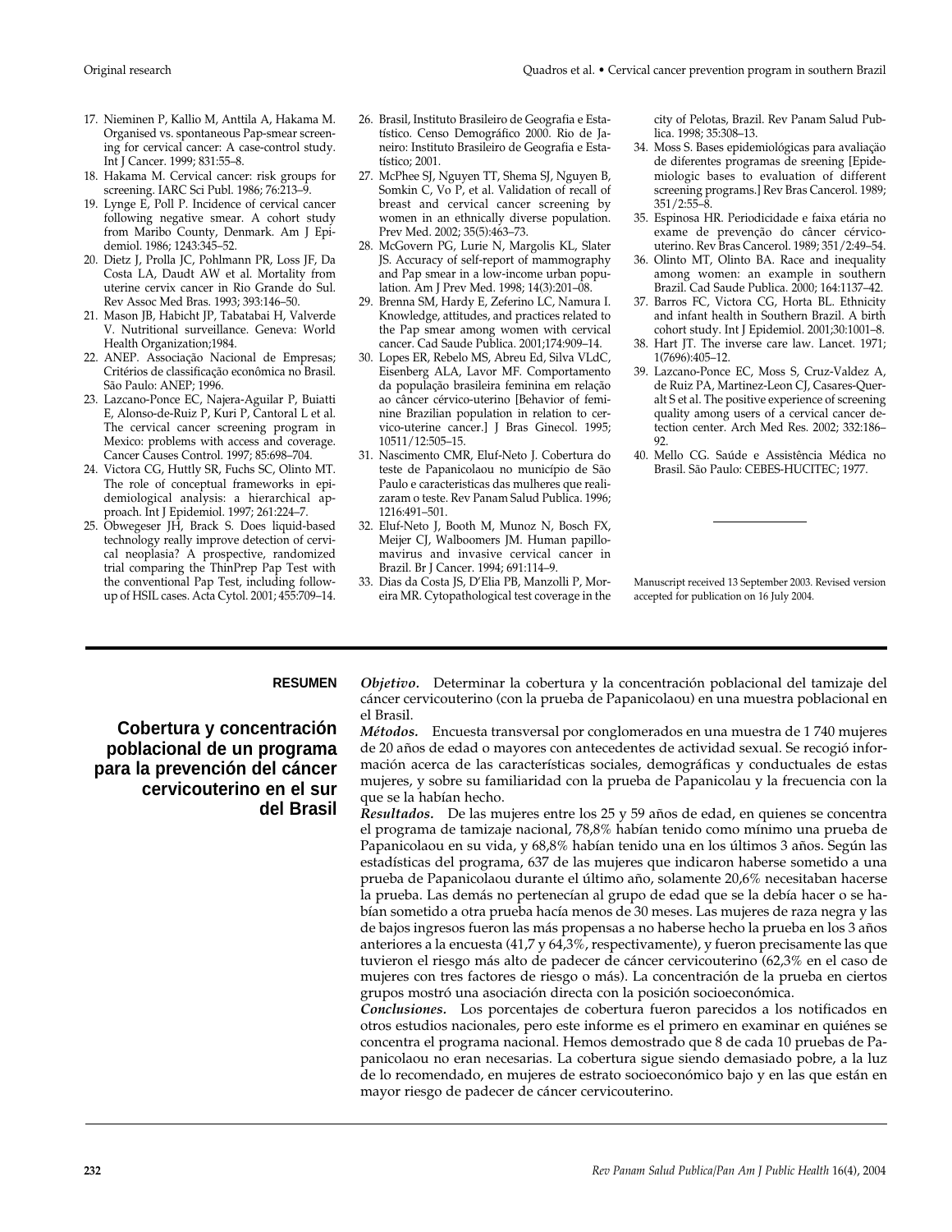17. Nieminen P, Kallio M, Anttila A, Hakama M. Organised vs. spontaneous Pap-smear screening for cervical cancer: A case-control study. Int J Cancer. 1999; 831:55–8.
18. Hakama M. Cervical cancer: risk groups for screening. IARC Sci Publ. 1986; 76:213–9.
19. Lynge E, Poll P. Incidence of cervical cancer following negative smear. A cohort study from Maribo County, Denmark. Am J Epidemiol. 1986; 1243:345–52.
20. Dietz J, Prolla JC, Pohlmann PR, Loss JF, Da Costa LA, Daudt AW et al. Mortality from uterine cervix cancer in Rio Grande do Sul. Rev Assoc Med Bras. 1993; 393:146–50.
21. Mason JB, Habicht JP, Tabatabai H, Valverde V. Nutritional surveillance. Geneva: World Health Organization;1984.
22. ANEP. Associação Nacional de Empresas; Critérios de classificação econômica no Brasil. São Paulo: ANEP; 1996.
23. Lazcano-Ponce EC, Najera-Aguilar P, Buiatti E, Alonso-de-Ruiz P, Kuri P, Cantoral L et al. The cervical cancer screening program in Mexico: problems with access and coverage. Cancer Causes Control. 1997; 85:698–704.
24. Victora CG, Huttly SR, Fuchs SC, Olinto MT. The role of conceptual frameworks in epidemiological analysis: a hierarchical approach. Int J Epidemiol. 1997; 261:224–7.
25. Obwegeser JH, Brack S. Does liquid-based technology really improve detection of cervical neoplasia? A prospective, randomized trial comparing the ThinPrep Pap Test with the conventional Pap Test, including follow-up of HSIL cases. Acta Cytol. 2001; 455:709–14.
26. Brasil, Instituto Brasileiro de Geografia e Estatístico. Censo Demográfico 2000. Rio de Janeiro: Instituto Brasileiro de Geografia e Estatístico; 2001.
27. McPhee SJ, Nguyen TT, Shema SJ, Nguyen B, Somkin C, Vo P, et al. Validation of recall of breast and cervical cancer screening by women in an ethnically diverse population. Prev Med. 2002; 35(5):463–73.
28. McGovern PG, Lurie N, Margolis KL, Slater JS. Accuracy of self-report of mammography and Pap smear in a low-income urban population. Am J Prev Med. 1998; 14(3):201–08.
29. Brenna SM, Hardy E, Zeferino LC, Namura I. Knowledge, attitudes, and practices related to the Pap smear among women with cervical cancer. Cad Saude Publica. 2001;174:909–14.
30. Lopes ER, Rebelo MS, Abreu Ed, Silva VLdC, Eisenberg ALA, Lavor MF. Comportamento da população brasileira feminina em relação ao câncer cérvico-uterino [Behavior of feminine Brazilian population in relation to cervico-uterine cancer.] J Bras Ginecol. 1995; 10511/12:505–15.
31. Nascimento CMR, Eluf-Neto J. Cobertura do teste de Papanicolaou no município de São Paulo e caracteristicas das mulheres que realizaram o teste. Rev Panam Salud Publica. 1996; 1216:491–501.
32. Eluf-Neto J, Booth M, Munoz N, Bosch FX, Meijer CJ, Walboomers JM. Human papillomavirus and invasive cervical cancer in Brazil. Br J Cancer. 1994; 691:114–9.
33. Dias da Costa JS, D'Elia PB, Manzolli P, Moreira MR. Cytopathological test coverage in the city of Pelotas, Brazil. Rev Panam Salud Publica. 1998; 35:308–13.
34. Moss S. Bases epidemiológicas para avaliação de diferentes programas de sreening [Epidemiologic bases to evaluation of different screening programs.] Rev Bras Cancerol. 1989; 351/2:55–8.
35. Espinosa HR. Periodicidade e faixa etária no exame de prevenção do câncer cérvico-uterino. Rev Bras Cancerol. 1989; 351/2:49–54.
36. Olinto MT, Olinto BA. Race and inequality among women: an example in southern Brazil. Cad Saude Publica. 2000; 164:1137–42.
37. Barros FC, Victora CG, Horta BL. Ethnicity and infant health in Southern Brazil. A birth cohort study. Int J Epidemiol. 2001;30:1001–8.
38. Hart JT. The inverse care law. Lancet. 1971; 1(7696):405–12.
39. Lazcano-Ponce EC, Moss S, Cruz-Valdez A, de Ruiz PA, Martinez-Leon CJ, Casares-Queralt S et al. The positive experience of screening quality among users of a cervical cancer detection center. Arch Med Res. 2002; 332:186–92.
40. Mello CG. Saúde e Assistência Médica no Brasil. São Paulo: CEBES-HUCITEC; 1977.

Manuscript received 13 September 2003. Revised version accepted for publication on 16 July 2004.

---

**RESUMEN**

## Cobertura y concentración poblacional de un programa para la prevención del cáncer cervicouterino en el sur del Brasil

***Objetivo.*** Determinar la cobertura y la concentración poblacional del tamizaje del cáncer cervicouterino (con la prueba de Papanicolaou) en una muestra poblacional en el Brasil.

***Métodos.*** Encuesta transversal por conglomerados en una muestra de 1 740 mujeres de 20 años de edad o mayores con antecedentes de actividad sexual. Se recogió información acerca de las características sociales, demográficas y conductuales de estas mujeres, y sobre su familiaridad con la prueba de Papanicolau y la frecuencia con la que se la habían hecho.

***Resultados.*** De las mujeres entre los 25 y 59 años de edad, en quienes se concentra el programa de tamizaje nacional, 78,8% habían tenido como mínimo una prueba de Papanicolaou en su vida, y 68,8% habían tenido una en los últimos 3 años. Según las estadísticas del programa, 637 de las mujeres que indicaron haberse sometido a una prueba de Papanicolaou durante el último año, solamente 20,6% necesitaban hacerse la prueba. Las demás no pertenecían al grupo de edad que se la debía hacer o se habían sometido a otra prueba hacía menos de 30 meses. Las mujeres de raza negra y las de bajos ingresos fueron las más propensas a no haberse hecho la prueba en los 3 años anteriores a la encuesta (41,7 y 64,3%, respectivamente), y fueron precisamente las que tuvieron el riesgo más alto de padecer de cáncer cervicouterino (62,3% en el caso de mujeres con tres factores de riesgo o más). La concentración de la prueba en ciertos grupos mostró una asociación directa con la posición socioeconómica.

***Conclusiones.*** Los porcentajes de cobertura fueron parecidos a los notificados en otros estudios nacionales, pero este informe es el primero en examinar en quiénes se concentra el programa nacional. Hemos demostrado que 8 de cada 10 pruebas de Papanicolaou no eran necesarias. La cobertura sigue siendo demasiado pobre, a la luz de lo recomendado, en mujeres de estrato socioeconómico bajo y en las que están en mayor riesgo de padecer de cáncer cervicouterino.